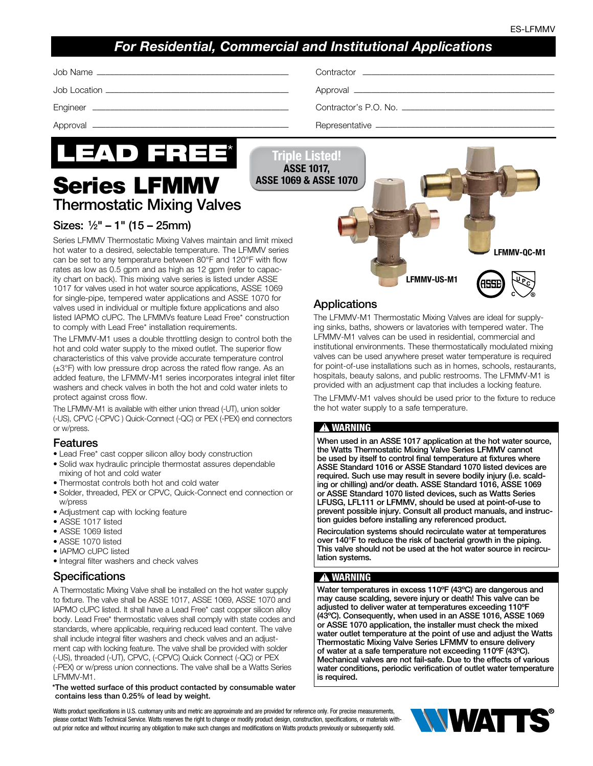# For Residential, Commercial and Institutional Applications

Job Name ______________________ Contractor ______________________

Job Location ______________________ Approval ______________________

Engineer ______________________ Contractor's P.O. No. ______________________

Approval ______________________ Representative ______________________

**LEAD FREE***

# Series LFMMV

## Thermostatic Mixing Valves

**Triple Listed! ASSE 1017, ASSE 1069 & ASSE 1070**

### Sizes: ½" – 1" (15 – 25mm)

Series LFMMV Thermostatic Mixing Valves maintain and limit mixed hot water to a desired, selectable temperature. The LFMMV series can be set to any temperature between 80°F and 120°F with flow rates as low as 0.5 gpm and as high as 12 gpm (refer to capacity chart on back). This mixing valve series is listed under ASSE 1017 for valves used in hot water source applications, ASSE 1069 for single-pipe, tempered water applications and ASSE 1070 for valves used in individual or multiple fixture applications and also listed IAPMO cUPC. The LFMMVs feature Lead Free* construction to comply with Lead Free* installation requirements.

The LFMMV-M1 uses a double throttling design to control both the hot and cold water supply to the mixed outlet. The superior flow characteristics of this valve provide accurate temperature control (±3°F) with low pressure drop across the rated flow range. As an added feature, the LFMMV-M1 series incorporates integral inlet filter washers and check valves in both the hot and cold water inlets to protect against cross flow.

The LFMMV-M1 is available with either union thread (-UT), union solder (-US), CPVC (-CPVC ) Quick-Connect (-QC) or PEX (-PEX) end connectors or w/press.

LFMMV-QC-M1

LFMMV-US-M1

## Features

- Lead Free* cast copper silicon alloy body construction
- Solid wax hydraulic principle thermostat assures dependable mixing of hot and cold water
- Thermostat controls both hot and cold water
- Solder, threaded, PEX or CPVC, Quick-Connect end connection or w/press
- Adjustment cap with locking feature
- ASSE 1017 listed
- ASSE 1069 listed
- ASSE 1070 listed
- IAPMO cUPC listed
- Integral filter washers and check valves

## Specifications

A Thermostatic Mixing Valve shall be installed on the hot water supply to fixture. The valve shall be ASSE 1017, ASSE 1069, ASSE 1070 and IAPMO cUPC listed. It shall have a Lead Free* cast copper silicon alloy body. Lead Free* thermostatic valves shall comply with state codes and standards, where applicable, requiring reduced lead content. The valve shall include integral filter washers and check valves and an adjustment cap with locking feature. The valve shall be provided with solder (-US), threaded (-UT), CPVC, (-CPVC) Quick Connect (-QC) or PEX (-PEX) or w/press union connections. The valve shall be a Watts Series LFMMV-M1.

**\*The wetted surface of this product contacted by consumable water contains less than 0.25% of lead by weight.**

## Applications

The LFMMV-M1 Thermostatic Mixing Valves are ideal for supplying sinks, baths, showers or lavatories with tempered water. The LFMMV-M1 valves can be used in residential, commercial and institutional environments. These thermostatically modulated mixing valves can be used anywhere preset water temperature is required for point-of-use installations such as in homes, schools, restaurants, hospitals, beauty salons, and public restrooms. The LFMMV-M1 is provided with an adjustment cap that includes a locking feature.

The LFMMV-M1 valves should be used prior to the fixture to reduce the hot water supply to a safe temperature.

### ⚠ WARNING

**When used in an ASSE 1017 application at the hot water source, the Watts Thermostatic Mixing Valve Series LFMMV cannot be used by itself to control final temperature at fixtures where ASSE Standard 1016 or ASSE Standard 1070 listed devices are required. Such use may result in severe bodily injury (i.e. scalding or chilling) and/or death. ASSE Standard 1016, ASSE 1069 or ASSE Standard 1070 listed devices, such as Watts Series LFUSG, LFL111 or LFMMV, should be used at point-of-use to prevent possible injury. Consult all product manuals, and instruction guides before installing any referenced product.**

**Recirculation systems should recirculate water at temperatures over 140°F to reduce the risk of bacterial growth in the piping. This valve should not be used at the hot water source in recirculation systems.**

### ⚠ WARNING

**Water temperatures in excess 110ºF (43ºC) are dangerous and may cause scalding, severe injury or death! This valve can be adjusted to deliver water at temperatures exceeding 110ºF (43ºC). Consequently, when used in an ASSE 1016, ASSE 1069 or ASSE 1070 application, the installer must check the mixed water outlet temperature at the point of use and adjust the Watts Thermostatic Mixing Valve Series LFMMV to ensure delivery of water at a safe temperature not exceeding 110ºF (43ºC). Mechanical valves are not fail-safe. Due to the effects of various water conditions, periodic verification of outlet water temperature is required.**

Watts product specifications in U.S. customary units and metric are approximate and are provided for reference only. For precise measurements, please contact Watts Technical Service. Watts reserves the right to change or modify product design, construction, specifications, or materials without prior notice and without incurring any obligation to make such changes and modifications on Watts products previously or subsequently sold.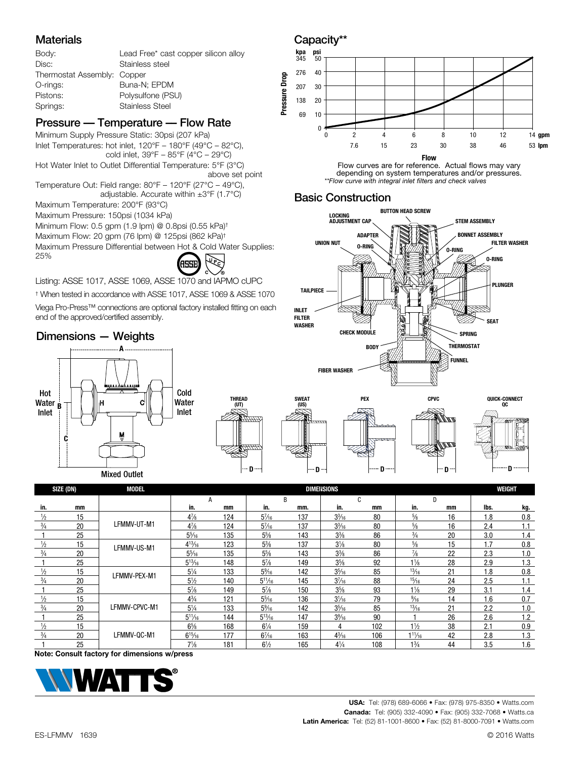## Materials

Body: Lead Free* cast copper silicon alloy
Disc: Stainless steel
Thermostat Assembly: Copper
O-rings: Buna-N; EPDM
Pistons: Polysulfone (PSU)
Springs: Stainless Steel

## Pressure — Temperature — Flow Rate

Minimum Supply Pressure Static: 30psi (207 kPa)

Inlet Temperatures: hot inlet, 120°F – 180°F (49°C – 82°C), cold inlet, 39°F – 85°F (4°C – 29°C)

Hot Water Inlet to Outlet Differential Temperature: 5°F (3°C) above set point

Temperature Out: Field range: 80°F – 120°F (27°C – 49°C), adjustable. Accurate within ±3°F (1.7°C)

Maximum Temperature: 200°F (93°C)

Maximum Pressure: 150psi (1034 kPa)

Minimum Flow: 0.5 gpm (1.9 lpm) @ 0.8psi (0.55 kPa)†

Maximum Flow: 20 gpm (76 lpm) @ 125psi (862 kPa)†

Maximum Pressure Differential between Hot & Cold Water Supplies: 25%

Listing: ASSE 1017, ASSE 1069, ASSE 1070 and IAPMO cUPC

† When tested in accordance with ASSE 1017, ASSE 1069 & ASSE 1070

Viega Pro-Press™ connections are optional factory installed fitting on each end of the approved/certified assembly.

## Capacity**

Pressure Drop
kpa psi
345 50
276 40
207 30
138 20
69 10
0
0 2 4 6 8 10 12 14 gpm
7.6 15 23 30 38 46 53 lpm
Flow

Flow curves are for reference. Actual flows may vary depending on system temperatures and/or pressures.

*\*\*Flow curve with integral inlet filters and check valves*

## Basic Construction

BUTTON HEAD SCREW, LOCKING ADJUSTMENT CAP, STEM ASSEMBLY, ADAPTER, BONNET ASSEMBLY, UNION NUT, O-RING, FILTER WASHER, O-RING, O-RING, TAILPIECE, PLUNGER, INLET FILTER WASHER, SEAT, CHECK MODULE, SPRING, BODY, THERMOSTAT, FUNNEL, FIBER WASHER

## Dimensions — Weights

Hot Water Inlet, Cold Water Inlet, Mixed Outlet, A, B, C, H, C, M

THREAD (UT), SWEAT (US), PEX, CPVC, QUICK-CONNECT QC, D

| SIZE (DN) | | MODEL | DIMENSIONS | | | | | | | | WEIGHT | |
|---|---|---|---|---|---|---|---|---|---|---|---|---|
| | | | A | | B | | C | | D | | | |
| in. | mm | | in. | mm | in. | mm. | in. | mm | in. | mm | lbs. | kg. |
| ½ | 15 | LFMMV-UT-M1 | 4⅞ | 124 | 5⁷⁄₁₆ | 137 | 3³⁄₁₆ | 80 | ⅝ | 16 | 1.8 | 0.8 |
| ¾ | 20 | | 4⅞ | 124 | 5⁷⁄₁₆ | 137 | 3³⁄₁₆ | 80 | ⅝ | 16 | 2.4 | 1.1 |
| 1 | 25 | | 5⁵⁄₁₆ | 135 | 5⅝ | 143 | 3⅜ | 86 | ¾ | 20 | 3.0 | 1.4 |
| ½ | 15 | LFMMV-US-M1 | 4¹³⁄₁₆ | 123 | 5⅜ | 137 | 3⅛ | 80 | ⅝ | 15 | 1.7 | 0.8 |
| ¾ | 20 | | 5⁵⁄₁₆ | 135 | 5⅝ | 143 | 3⅜ | 86 | ⅞ | 22 | 2.3 | 1.0 |
| 1 | 25 | | 5¹³⁄₁₆ | 148 | 5⅞ | 149 | 3⅝ | 92 | 1⅛ | 28 | 2.9 | 1.3 |
| ½ | 15 | LFMMV-PEX-M1 | 5¼ | 133 | 5⁹⁄₁₆ | 142 | 3⁵⁄₁₆ | 85 | ¹³⁄₁₆ | 21 | 1.8 | 0.8 |
| ¾ | 20 | | 5½ | 140 | 5¹¹⁄₁₆ | 145 | 3⁷⁄₁₆ | 88 | ¹⁵⁄₁₆ | 24 | 2.5 | 1.1 |
| 1 | 25 | | 5⅞ | 149 | 5⅞ | 150 | 3⅝ | 93 | 1⅛ | 29 | 3.1 | 1.4 |
| ½ | 15 | LFMMV-CPVC-M1 | 4¾ | 121 | 5⁵⁄₁₆ | 136 | 3¹⁄₁₆ | 79 | ⁹⁄₁₆ | 14 | 1.6 | 0.7 |
| ¾ | 20 | | 5¼ | 133 | 5⁹⁄₁₆ | 142 | 3⁵⁄₁₆ | 85 | ¹³⁄₁₆ | 21 | 2.2 | 1.0 |
| 1 | 25 | | 5¹¹⁄₁₆ | 144 | 5¹³⁄₁₆ | 147 | 3⁹⁄₁₆ | 90 | 1 | 26 | 2.6 | 1.2 |
| ½ | 15 | LFMMV-QC-M1 | 6⅝ | 168 | 6¼ | 159 | 4 | 102 | 1½ | 38 | 2.1 | 0.9 |
| ¾ | 20 | | 6¹⁵⁄₁₆ | 177 | 6⁷⁄₁₆ | 163 | 4³⁄₁₆ | 106 | 1¹¹⁄₁₆ | 42 | 2.8 | 1.3 |
| 1 | 25 | | 7⅛ | 181 | 6½ | 165 | 4¼ | 108 | 1¾ | 44 | 3.5 | 1.6 |

**Note: Consult factory for dimensions w/press**

WATTS®

**USA:** Tel: (978) 689-6066 • Fax: (978) 975-8350 • Watts.com
**Canada:** Tel: (905) 332-4090 • Fax: (905) 332-7068 • Watts.ca
**Latin America:** Tel: (52) 81-1001-8600 • Fax: (52) 81-8000-7091 • Watts.com

ES-LFMMV 1639 © 2016 Watts